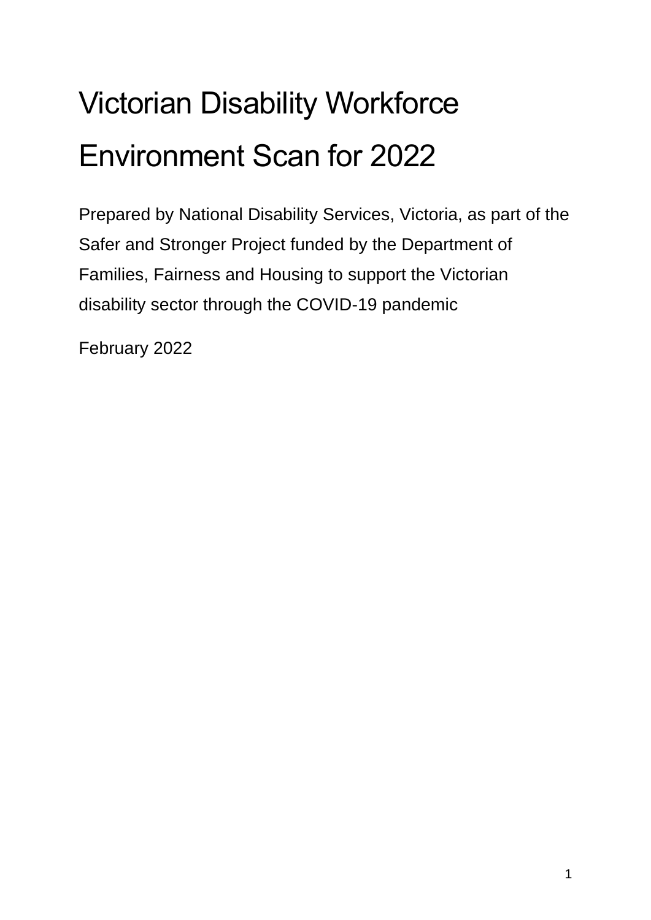# Victorian Disability Workforce Environment Scan for 2022

Prepared by National Disability Services, Victoria, as part of the Safer and Stronger Project funded by the Department of Families, Fairness and Housing to support the Victorian disability sector through the COVID-19 pandemic

February 2022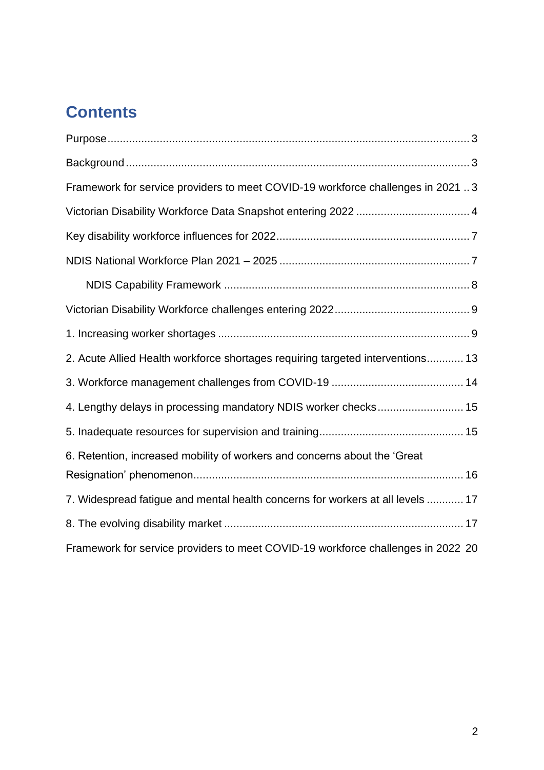# Contents

Purpose ........................................................................................................ 3

Background .................................................................................................. 3

Framework for service providers to meet COVID-19 workforce challenges in 2021 .. 3

Victorian Disability Workforce Data Snapshot entering 2022 .................................... 4

Key disability workforce influences for 2022 .............................................................. 7

NDIS National Workforce Plan 2021 – 2025 ............................................................. 7

NDIS Capability Framework ................................................................................ 8

Victorian Disability Workforce challenges entering 2022 ........................................... 9

1. Increasing worker shortages ................................................................................. 9

2. Acute Allied Health workforce shortages requiring targeted interventions ............ 13

3. Workforce management challenges from COVID-19 ........................................... 14

4. Lengthy delays in processing mandatory NDIS worker checks ............................ 15

5. Inadequate resources for supervision and training .............................................. 15

6. Retention, increased mobility of workers and concerns about the 'Great Resignation' phenomenon ....................................................................................... 16

7. Widespread fatigue and mental health concerns for workers at all levels ............ 17

8. The evolving disability market ............................................................................. 17

Framework for service providers to meet COVID-19 workforce challenges in 2022 20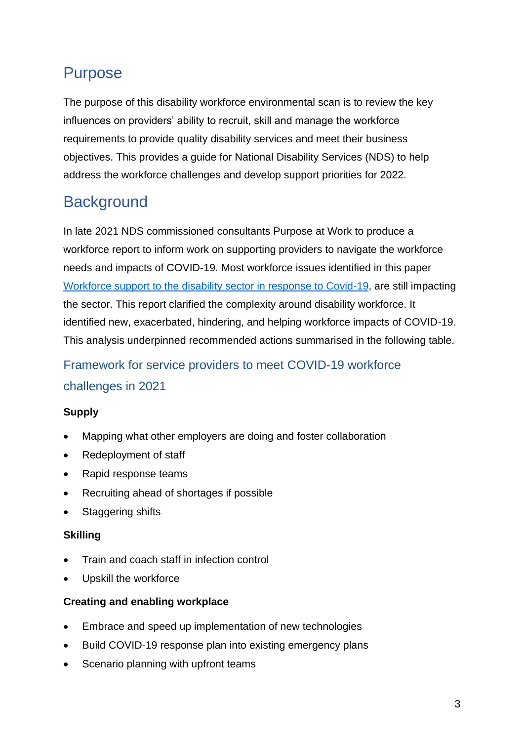## Purpose

The purpose of this disability workforce environmental scan is to review the key influences on providers' ability to recruit, skill and manage the workforce requirements to provide quality disability services and meet their business objectives. This provides a guide for National Disability Services (NDS) to help address the workforce challenges and develop support priorities for 2022.

## Background

In late 2021 NDS commissioned consultants Purpose at Work to produce a workforce report to inform work on supporting providers to navigate the workforce needs and impacts of COVID-19. Most workforce issues identified in this paper Workforce support to the disability sector in response to Covid-19, are still impacting the sector. This report clarified the complexity around disability workforce. It identified new, exacerbated, hindering, and helping workforce impacts of COVID-19. This analysis underpinned recommended actions summarised in the following table.

### Framework for service providers to meet COVID-19 workforce challenges in 2021

**Supply**

- Mapping what other employers are doing and foster collaboration
- Redeployment of staff
- Rapid response teams
- Recruiting ahead of shortages if possible
- Staggering shifts

**Skilling**

- Train and coach staff in infection control
- Upskill the workforce

**Creating and enabling workplace**

- Embrace and speed up implementation of new technologies
- Build COVID-19 response plan into existing emergency plans
- Scenario planning with upfront teams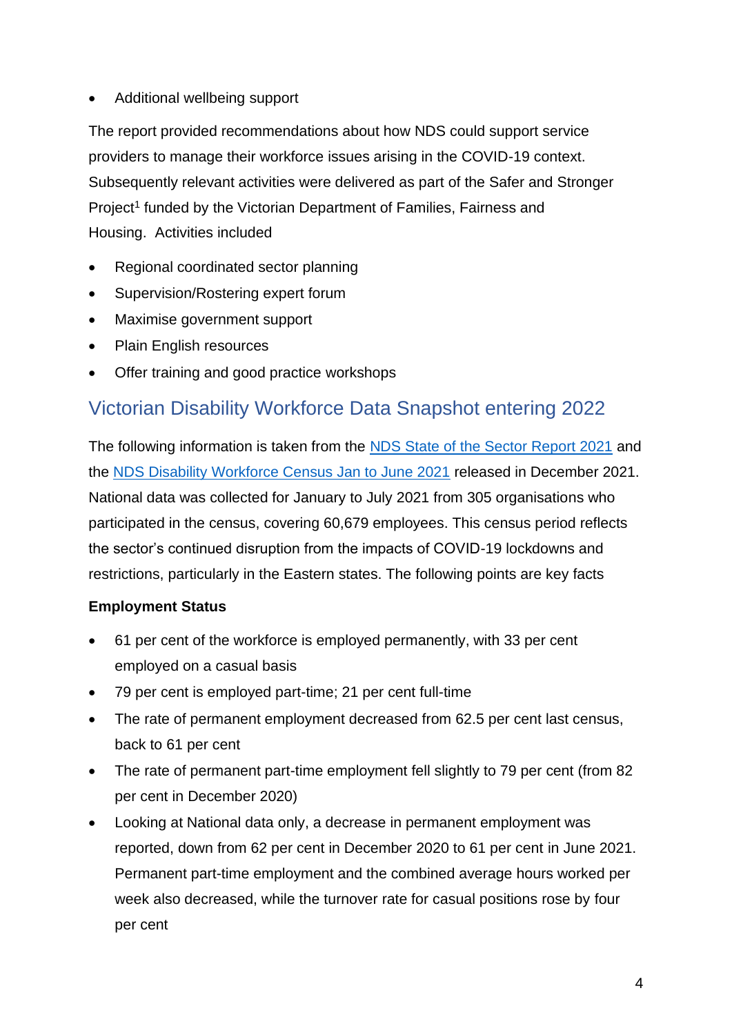- Additional wellbeing support

The report provided recommendations about how NDS could support service providers to manage their workforce issues arising in the COVID-19 context. Subsequently relevant activities were delivered as part of the Safer and Stronger Project[1] funded by the Victorian Department of Families, Fairness and Housing. Activities included

- Regional coordinated sector planning
- Supervision/Rostering expert forum
- Maximise government support
- Plain English resources
- Offer training and good practice workshops

## Victorian Disability Workforce Data Snapshot entering 2022

The following information is taken from the NDS State of the Sector Report 2021 and the NDS Disability Workforce Census Jan to June 2021 released in December 2021. National data was collected for January to July 2021 from 305 organisations who participated in the census, covering 60,679 employees. This census period reflects the sector's continued disruption from the impacts of COVID-19 lockdowns and restrictions, particularly in the Eastern states. The following points are key facts

**Employment Status**

- 61 per cent of the workforce is employed permanently, with 33 per cent employed on a casual basis
- 79 per cent is employed part-time; 21 per cent full-time
- The rate of permanent employment decreased from 62.5 per cent last census, back to 61 per cent
- The rate of permanent part-time employment fell slightly to 79 per cent (from 82 per cent in December 2020)
- Looking at National data only, a decrease in permanent employment was reported, down from 62 per cent in December 2020 to 61 per cent in June 2021. Permanent part-time employment and the combined average hours worked per week also decreased, while the turnover rate for casual positions rose by four per cent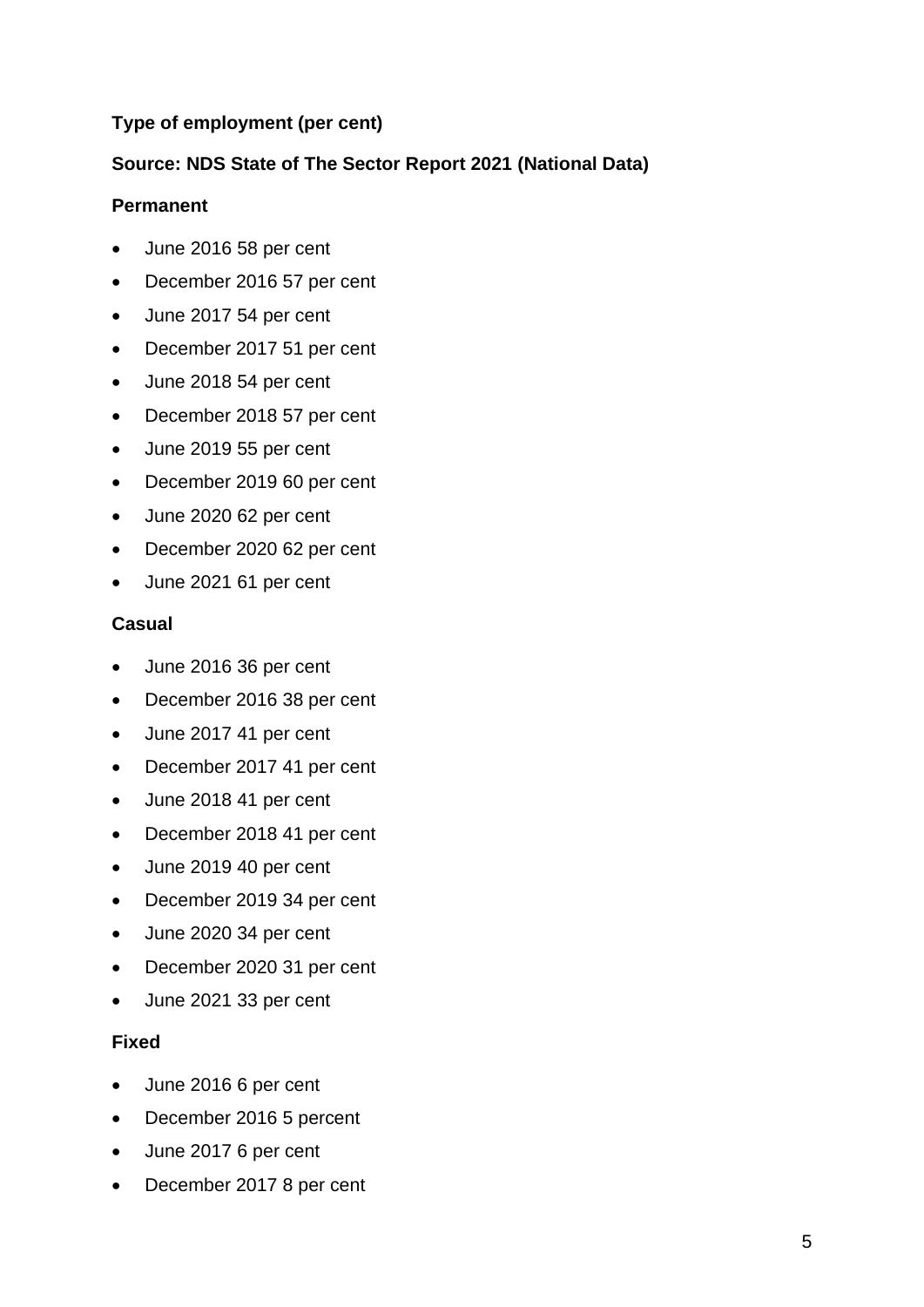**Type of employment (per cent)**

**Source: NDS State of The Sector Report 2021 (National Data)**

**Permanent**

- June 2016 58 per cent
- December 2016 57 per cent
- June 2017 54 per cent
- December 2017 51 per cent
- June 2018 54 per cent
- December 2018 57 per cent
- June 2019 55 per cent
- December 2019 60 per cent
- June 2020 62 per cent
- December 2020 62 per cent
- June 2021 61 per cent

**Casual**

- June 2016 36 per cent
- December 2016 38 per cent
- June 2017 41 per cent
- December 2017 41 per cent
- June 2018 41 per cent
- December 2018 41 per cent
- June 2019 40 per cent
- December 2019 34 per cent
- June 2020 34 per cent
- December 2020 31 per cent
- June 2021 33 per cent

**Fixed**

- June 2016 6 per cent
- December 2016 5 percent
- June 2017 6 per cent
- December 2017 8 per cent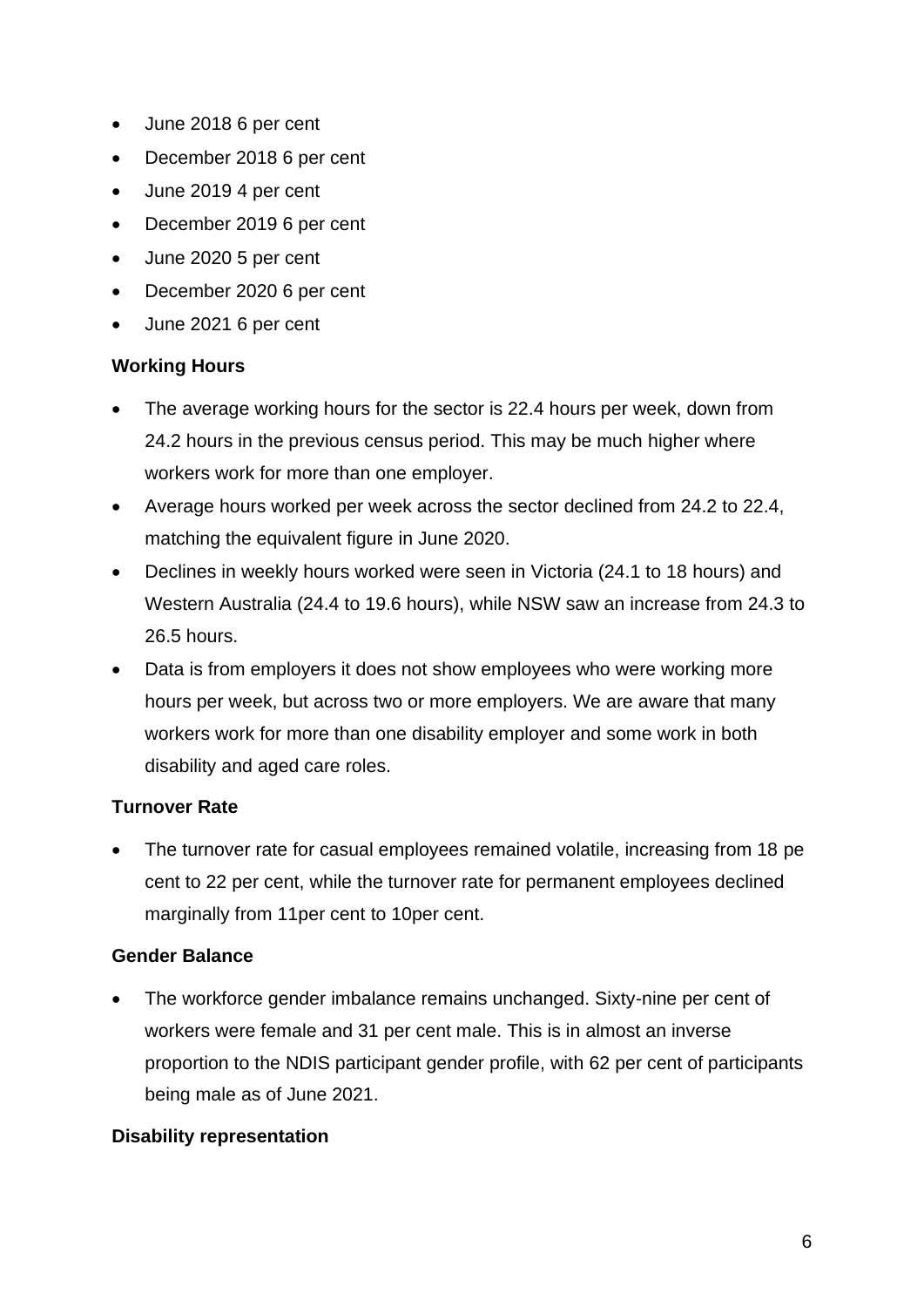- June 2018 6 per cent
- December 2018 6 per cent
- June 2019 4 per cent
- December 2019 6 per cent
- June 2020 5 per cent
- December 2020 6 per cent
- June 2021 6 per cent

**Working Hours**

- The average working hours for the sector is 22.4 hours per week, down from 24.2 hours in the previous census period. This may be much higher where workers work for more than one employer.
- Average hours worked per week across the sector declined from 24.2 to 22.4, matching the equivalent figure in June 2020.
- Declines in weekly hours worked were seen in Victoria (24.1 to 18 hours) and Western Australia (24.4 to 19.6 hours), while NSW saw an increase from 24.3 to 26.5 hours.
- Data is from employers it does not show employees who were working more hours per week, but across two or more employers. We are aware that many workers work for more than one disability employer and some work in both disability and aged care roles.

**Turnover Rate**

- The turnover rate for casual employees remained volatile, increasing from 18 pe cent to 22 per cent, while the turnover rate for permanent employees declined marginally from 11per cent to 10per cent.

**Gender Balance**

- The workforce gender imbalance remains unchanged. Sixty-nine per cent of workers were female and 31 per cent male. This is in almost an inverse proportion to the NDIS participant gender profile, with 62 per cent of participants being male as of June 2021.

**Disability representation**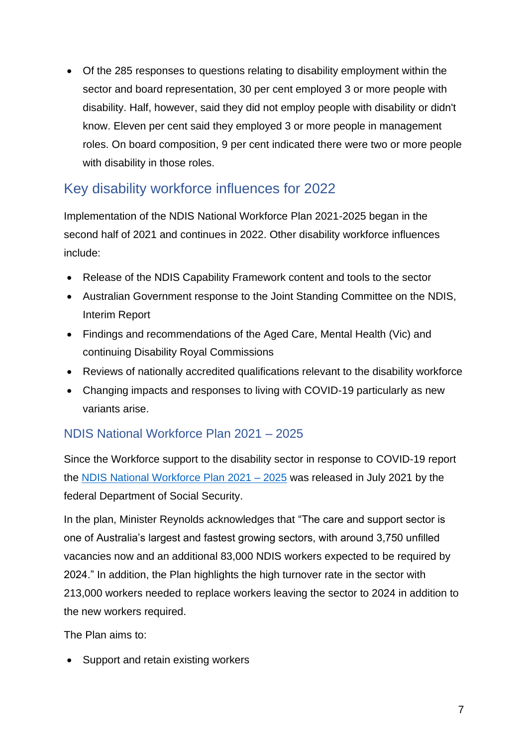- Of the 285 responses to questions relating to disability employment within the sector and board representation, 30 per cent employed 3 or more people with disability. Half, however, said they did not employ people with disability or didn't know. Eleven per cent said they employed 3 or more people in management roles. On board composition, 9 per cent indicated there were two or more people with disability in those roles.

## Key disability workforce influences for 2022

Implementation of the NDIS National Workforce Plan 2021-2025 began in the second half of 2021 and continues in 2022. Other disability workforce influences include:

- Release of the NDIS Capability Framework content and tools to the sector
- Australian Government response to the Joint Standing Committee on the NDIS, Interim Report
- Findings and recommendations of the Aged Care, Mental Health (Vic) and continuing Disability Royal Commissions
- Reviews of nationally accredited qualifications relevant to the disability workforce
- Changing impacts and responses to living with COVID-19 particularly as new variants arise.

### NDIS National Workforce Plan 2021 – 2025

Since the Workforce support to the disability sector in response to COVID-19 report the NDIS National Workforce Plan 2021 – 2025 was released in July 2021 by the federal Department of Social Security.

In the plan, Minister Reynolds acknowledges that "The care and support sector is one of Australia's largest and fastest growing sectors, with around 3,750 unfilled vacancies now and an additional 83,000 NDIS workers expected to be required by 2024." In addition, the Plan highlights the high turnover rate in the sector with 213,000 workers needed to replace workers leaving the sector to 2024 in addition to the new workers required.

The Plan aims to:

- Support and retain existing workers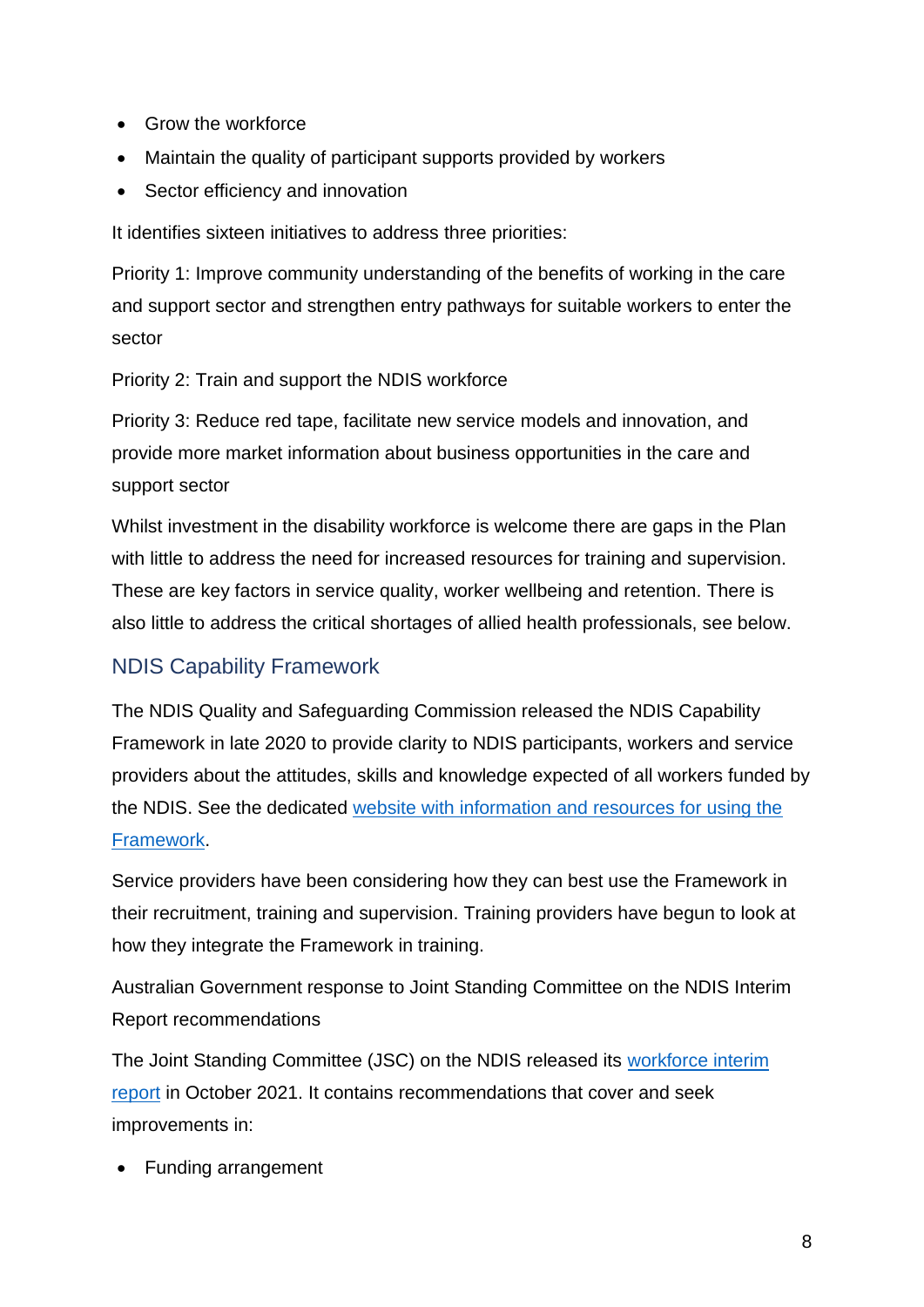- Grow the workforce
- Maintain the quality of participant supports provided by workers
- Sector efficiency and innovation

It identifies sixteen initiatives to address three priorities:

Priority 1: Improve community understanding of the benefits of working in the care and support sector and strengthen entry pathways for suitable workers to enter the sector

Priority 2: Train and support the NDIS workforce

Priority 3: Reduce red tape, facilitate new service models and innovation, and provide more market information about business opportunities in the care and support sector

Whilst investment in the disability workforce is welcome there are gaps in the Plan with little to address the need for increased resources for training and supervision. These are key factors in service quality, worker wellbeing and retention. There is also little to address the critical shortages of allied health professionals, see below.

## NDIS Capability Framework

The NDIS Quality and Safeguarding Commission released the NDIS Capability Framework in late 2020 to provide clarity to NDIS participants, workers and service providers about the attitudes, skills and knowledge expected of all workers funded by the NDIS. See the dedicated [website with information and resources for using the Framework](#).

Service providers have been considering how they can best use the Framework in their recruitment, training and supervision. Training providers have begun to look at how they integrate the Framework in training.

Australian Government response to Joint Standing Committee on the NDIS Interim Report recommendations

The Joint Standing Committee (JSC) on the NDIS released its [workforce interim report](#) in October 2021. It contains recommendations that cover and seek improvements in:

- Funding arrangement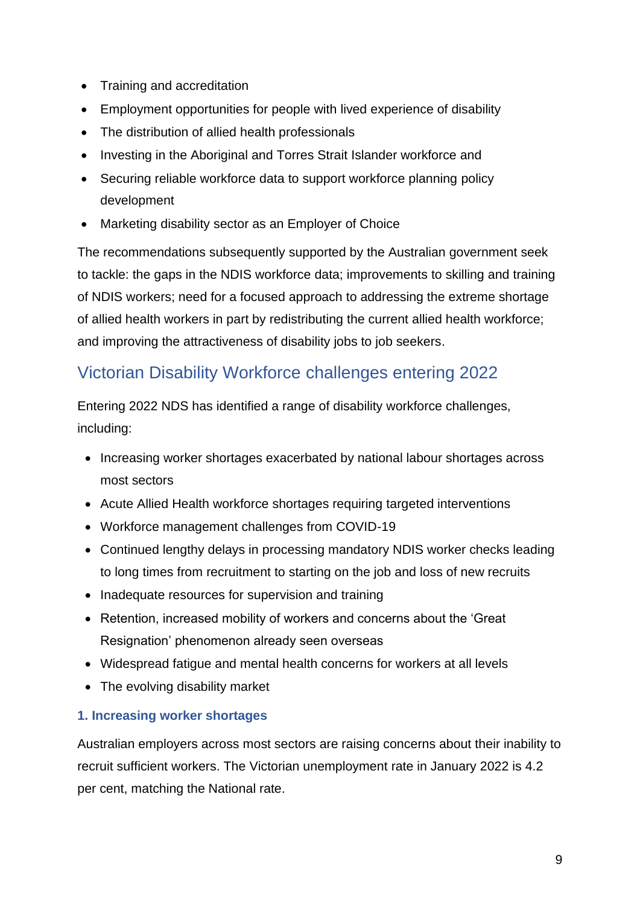- Training and accreditation
- Employment opportunities for people with lived experience of disability
- The distribution of allied health professionals
- Investing in the Aboriginal and Torres Strait Islander workforce and
- Securing reliable workforce data to support workforce planning policy development
- Marketing disability sector as an Employer of Choice

The recommendations subsequently supported by the Australian government seek to tackle: the gaps in the NDIS workforce data; improvements to skilling and training of NDIS workers; need for a focused approach to addressing the extreme shortage of allied health workers in part by redistributing the current allied health workforce; and improving the attractiveness of disability jobs to job seekers.

## Victorian Disability Workforce challenges entering 2022

Entering 2022 NDS has identified a range of disability workforce challenges, including:

- Increasing worker shortages exacerbated by national labour shortages across most sectors
- Acute Allied Health workforce shortages requiring targeted interventions
- Workforce management challenges from COVID-19
- Continued lengthy delays in processing mandatory NDIS worker checks leading to long times from recruitment to starting on the job and loss of new recruits
- Inadequate resources for supervision and training
- Retention, increased mobility of workers and concerns about the 'Great Resignation' phenomenon already seen overseas
- Widespread fatigue and mental health concerns for workers at all levels
- The evolving disability market

### 1. Increasing worker shortages

Australian employers across most sectors are raising concerns about their inability to recruit sufficient workers. The Victorian unemployment rate in January 2022 is 4.2 per cent, matching the National rate.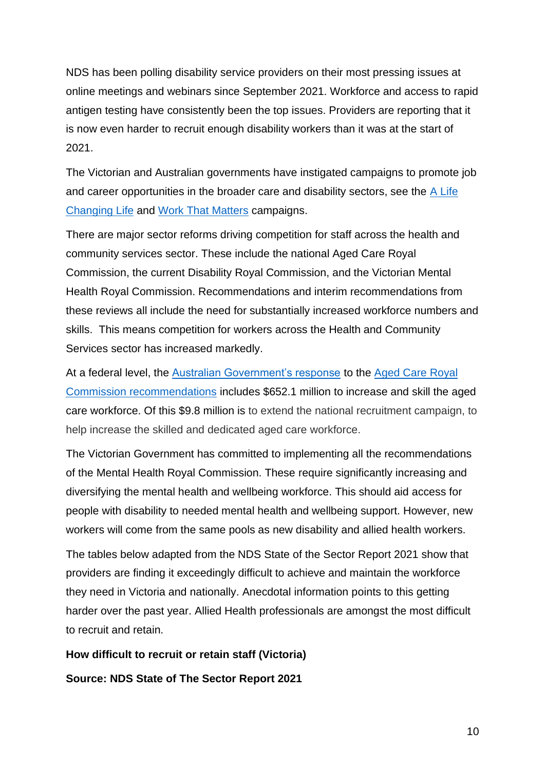NDS has been polling disability service providers on their most pressing issues at online meetings and webinars since September 2021. Workforce and access to rapid antigen testing have consistently been the top issues. Providers are reporting that it is now even harder to recruit enough disability workers than it was at the start of 2021.

The Victorian and Australian governments have instigated campaigns to promote job and career opportunities in the broader care and disability sectors, see the [A Life Changing Life] and [Work That Matters] campaigns.

There are major sector reforms driving competition for staff across the health and community services sector. These include the national Aged Care Royal Commission, the current Disability Royal Commission, and the Victorian Mental Health Royal Commission. Recommendations and interim recommendations from these reviews all include the need for substantially increased workforce numbers and skills. This means competition for workers across the Health and Community Services sector has increased markedly.

At a federal level, the [Australian Government's response] to the [Aged Care Royal Commission recommendations] includes $652.1 million to increase and skill the aged care workforce. Of this $9.8 million is to extend the national recruitment campaign, to help increase the skilled and dedicated aged care workforce.

The Victorian Government has committed to implementing all the recommendations of the Mental Health Royal Commission. These require significantly increasing and diversifying the mental health and wellbeing workforce. This should aid access for people with disability to needed mental health and wellbeing support. However, new workers will come from the same pools as new disability and allied health workers.

The tables below adapted from the NDS State of the Sector Report 2021 show that providers are finding it exceedingly difficult to achieve and maintain the workforce they need in Victoria and nationally. Anecdotal information points to this getting harder over the past year. Allied Health professionals are amongst the most difficult to recruit and retain.

**How difficult to recruit or retain staff (Victoria)**

**Source: NDS State of The Sector Report 2021**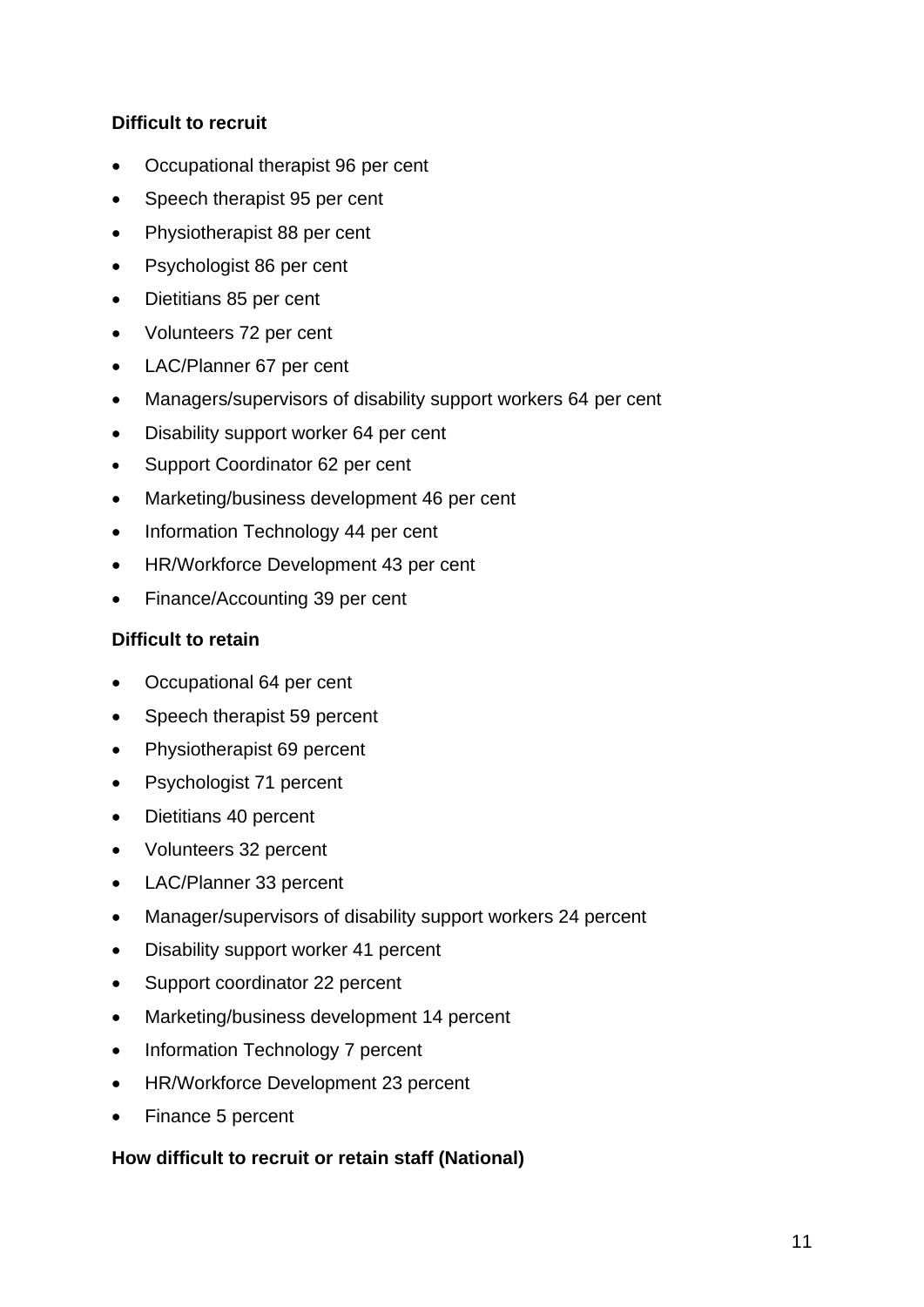**Difficult to recruit**

- Occupational therapist 96 per cent
- Speech therapist 95 per cent
- Physiotherapist 88 per cent
- Psychologist 86 per cent
- Dietitians 85 per cent
- Volunteers 72 per cent
- LAC/Planner 67 per cent
- Managers/supervisors of disability support workers 64 per cent
- Disability support worker 64 per cent
- Support Coordinator 62 per cent
- Marketing/business development 46 per cent
- Information Technology 44 per cent
- HR/Workforce Development 43 per cent
- Finance/Accounting 39 per cent

**Difficult to retain**

- Occupational 64 per cent
- Speech therapist 59 percent
- Physiotherapist 69 percent
- Psychologist 71 percent
- Dietitians 40 percent
- Volunteers 32 percent
- LAC/Planner 33 percent
- Manager/supervisors of disability support workers 24 percent
- Disability support worker 41 percent
- Support coordinator 22 percent
- Marketing/business development 14 percent
- Information Technology 7 percent
- HR/Workforce Development 23 percent
- Finance 5 percent

**How difficult to recruit or retain staff (National)**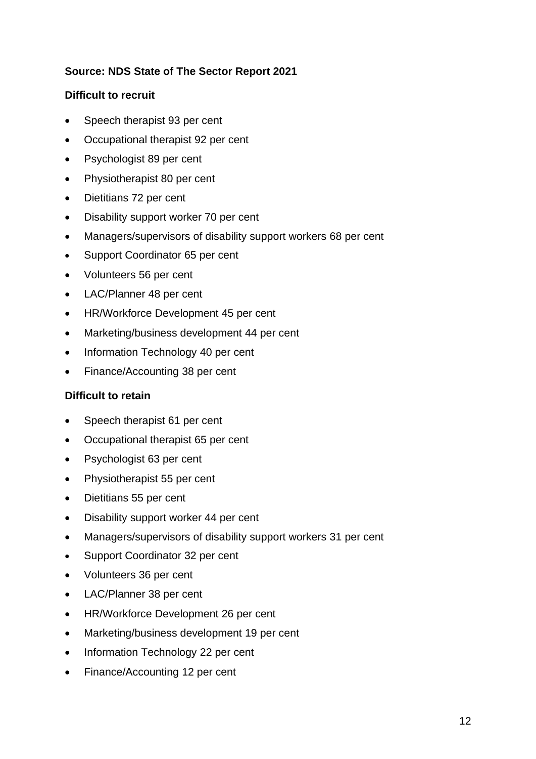**Source: NDS State of The Sector Report 2021**

**Difficult to recruit**

- Speech therapist 93 per cent
- Occupational therapist 92 per cent
- Psychologist 89 per cent
- Physiotherapist 80 per cent
- Dietitians 72 per cent
- Disability support worker 70 per cent
- Managers/supervisors of disability support workers 68 per cent
- Support Coordinator 65 per cent
- Volunteers 56 per cent
- LAC/Planner 48 per cent
- HR/Workforce Development 45 per cent
- Marketing/business development 44 per cent
- Information Technology 40 per cent
- Finance/Accounting 38 per cent

**Difficult to retain**

- Speech therapist 61 per cent
- Occupational therapist 65 per cent
- Psychologist 63 per cent
- Physiotherapist 55 per cent
- Dietitians 55 per cent
- Disability support worker 44 per cent
- Managers/supervisors of disability support workers 31 per cent
- Support Coordinator 32 per cent
- Volunteers 36 per cent
- LAC/Planner 38 per cent
- HR/Workforce Development 26 per cent
- Marketing/business development 19 per cent
- Information Technology 22 per cent
- Finance/Accounting 12 per cent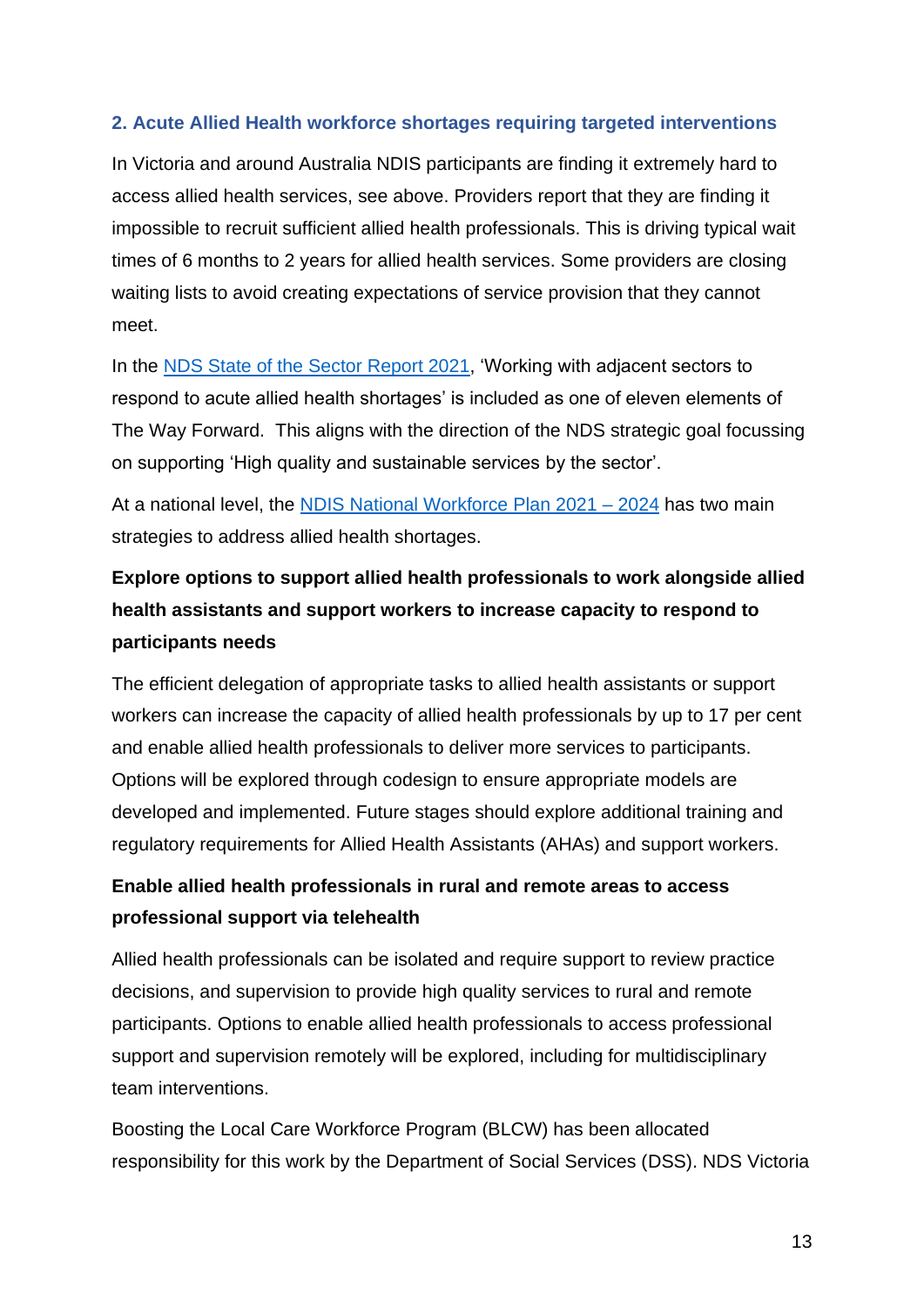## 2. Acute Allied Health workforce shortages requiring targeted interventions

In Victoria and around Australia NDIS participants are finding it extremely hard to access allied health services, see above. Providers report that they are finding it impossible to recruit sufficient allied health professionals. This is driving typical wait times of 6 months to 2 years for allied health services. Some providers are closing waiting lists to avoid creating expectations of service provision that they cannot meet.

In the [NDS State of the Sector Report 2021](), 'Working with adjacent sectors to respond to acute allied health shortages' is included as one of eleven elements of The Way Forward. This aligns with the direction of the NDS strategic goal focussing on supporting 'High quality and sustainable services by the sector'.

At a national level, the [NDIS National Workforce Plan 2021 – 2024]() has two main strategies to address allied health shortages.

**Explore options to support allied health professionals to work alongside allied health assistants and support workers to increase capacity to respond to participants needs**

The efficient delegation of appropriate tasks to allied health assistants or support workers can increase the capacity of allied health professionals by up to 17 per cent and enable allied health professionals to deliver more services to participants. Options will be explored through codesign to ensure appropriate models are developed and implemented. Future stages should explore additional training and regulatory requirements for Allied Health Assistants (AHAs) and support workers.

**Enable allied health professionals in rural and remote areas to access professional support via telehealth**

Allied health professionals can be isolated and require support to review practice decisions, and supervision to provide high quality services to rural and remote participants. Options to enable allied health professionals to access professional support and supervision remotely will be explored, including for multidisciplinary team interventions.

Boosting the Local Care Workforce Program (BLCW) has been allocated responsibility for this work by the Department of Social Services (DSS). NDS Victoria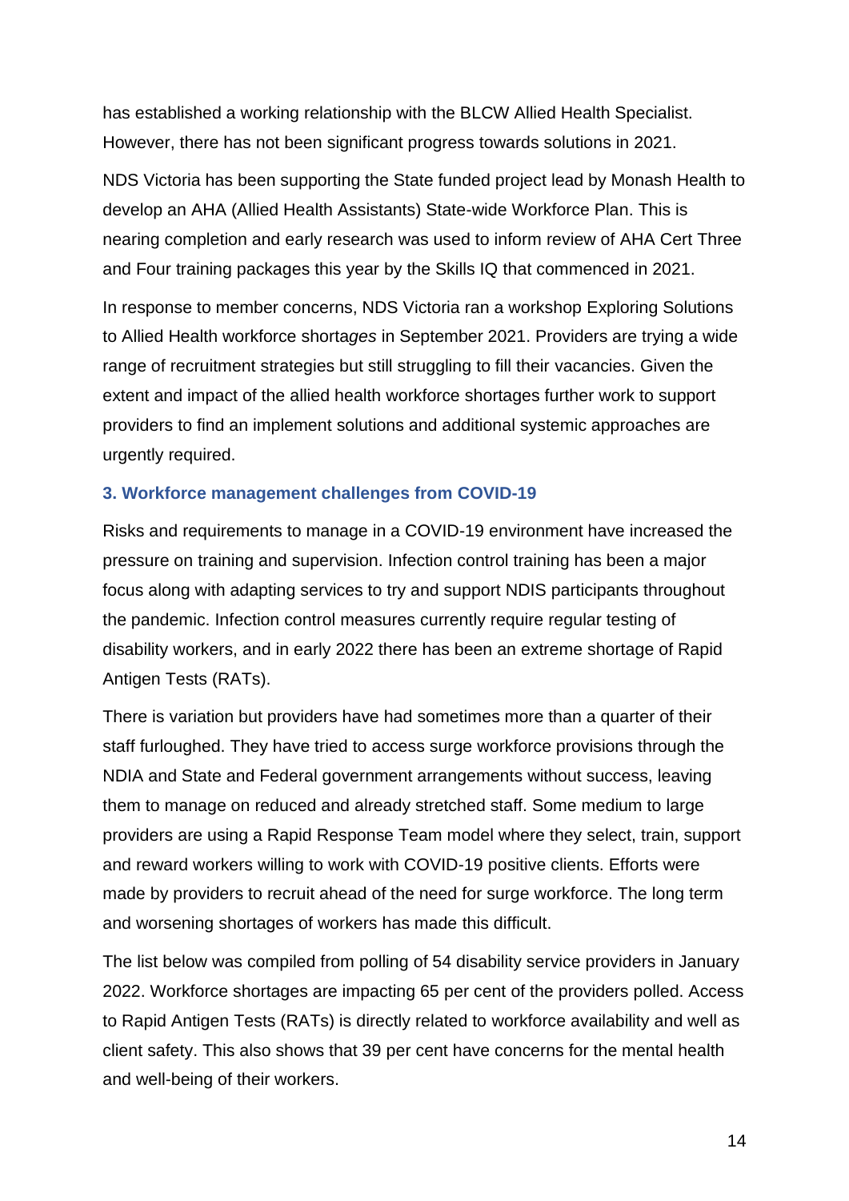has established a working relationship with the BLCW Allied Health Specialist. However, there has not been significant progress towards solutions in 2021.

NDS Victoria has been supporting the State funded project lead by Monash Health to develop an AHA (Allied Health Assistants) State-wide Workforce Plan. This is nearing completion and early research was used to inform review of AHA Cert Three and Four training packages this year by the Skills IQ that commenced in 2021.

In response to member concerns, NDS Victoria ran a workshop Exploring Solutions to Allied Health workforce shortag*es* in September 2021. Providers are trying a wide range of recruitment strategies but still struggling to fill their vacancies. Given the extent and impact of the allied health workforce shortages further work to support providers to find an implement solutions and additional systemic approaches are urgently required.

### 3. Workforce management challenges from COVID-19

Risks and requirements to manage in a COVID-19 environment have increased the pressure on training and supervision. Infection control training has been a major focus along with adapting services to try and support NDIS participants throughout the pandemic. Infection control measures currently require regular testing of disability workers, and in early 2022 there has been an extreme shortage of Rapid Antigen Tests (RATs).

There is variation but providers have had sometimes more than a quarter of their staff furloughed. They have tried to access surge workforce provisions through the NDIA and State and Federal government arrangements without success, leaving them to manage on reduced and already stretched staff. Some medium to large providers are using a Rapid Response Team model where they select, train, support and reward workers willing to work with COVID-19 positive clients. Efforts were made by providers to recruit ahead of the need for surge workforce. The long term and worsening shortages of workers has made this difficult.

The list below was compiled from polling of 54 disability service providers in January 2022. Workforce shortages are impacting 65 per cent of the providers polled. Access to Rapid Antigen Tests (RATs) is directly related to workforce availability and well as client safety. This also shows that 39 per cent have concerns for the mental health and well-being of their workers.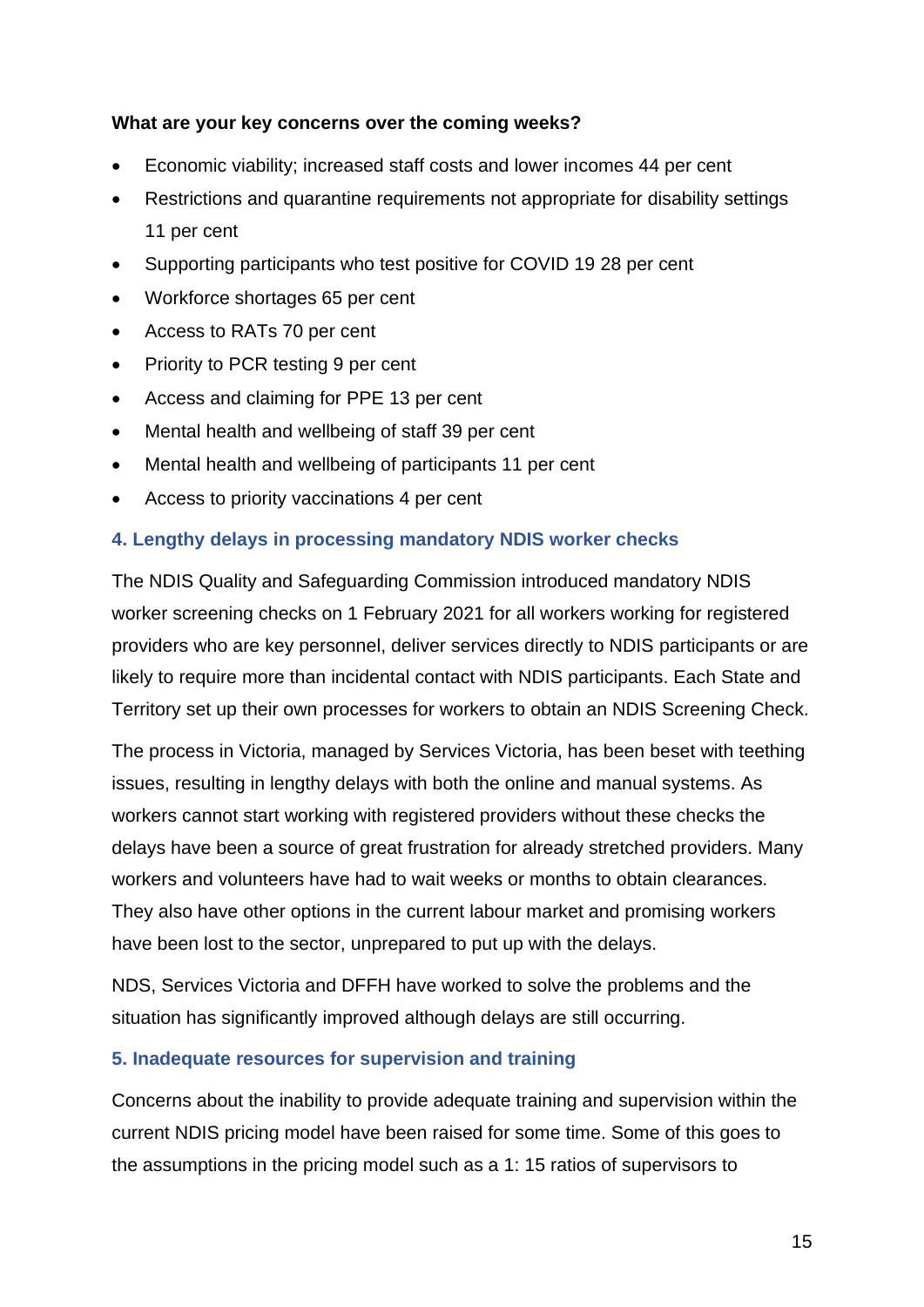**What are your key concerns over the coming weeks?**

- Economic viability; increased staff costs and lower incomes 44 per cent
- Restrictions and quarantine requirements not appropriate for disability settings 11 per cent
- Supporting participants who test positive for COVID 19 28 per cent
- Workforce shortages 65 per cent
- Access to RATs 70 per cent
- Priority to PCR testing 9 per cent
- Access and claiming for PPE 13 per cent
- Mental health and wellbeing of staff 39 per cent
- Mental health and wellbeing of participants 11 per cent
- Access to priority vaccinations 4 per cent

### 4. Lengthy delays in processing mandatory NDIS worker checks

The NDIS Quality and Safeguarding Commission introduced mandatory NDIS worker screening checks on 1 February 2021 for all workers working for registered providers who are key personnel, deliver services directly to NDIS participants or are likely to require more than incidental contact with NDIS participants. Each State and Territory set up their own processes for workers to obtain an NDIS Screening Check.

The process in Victoria, managed by Services Victoria, has been beset with teething issues, resulting in lengthy delays with both the online and manual systems. As workers cannot start working with registered providers without these checks the delays have been a source of great frustration for already stretched providers. Many workers and volunteers have had to wait weeks or months to obtain clearances. They also have other options in the current labour market and promising workers have been lost to the sector, unprepared to put up with the delays.

NDS, Services Victoria and DFFH have worked to solve the problems and the situation has significantly improved although delays are still occurring.

### 5. Inadequate resources for supervision and training

Concerns about the inability to provide adequate training and supervision within the current NDIS pricing model have been raised for some time. Some of this goes to the assumptions in the pricing model such as a 1: 15 ratios of supervisors to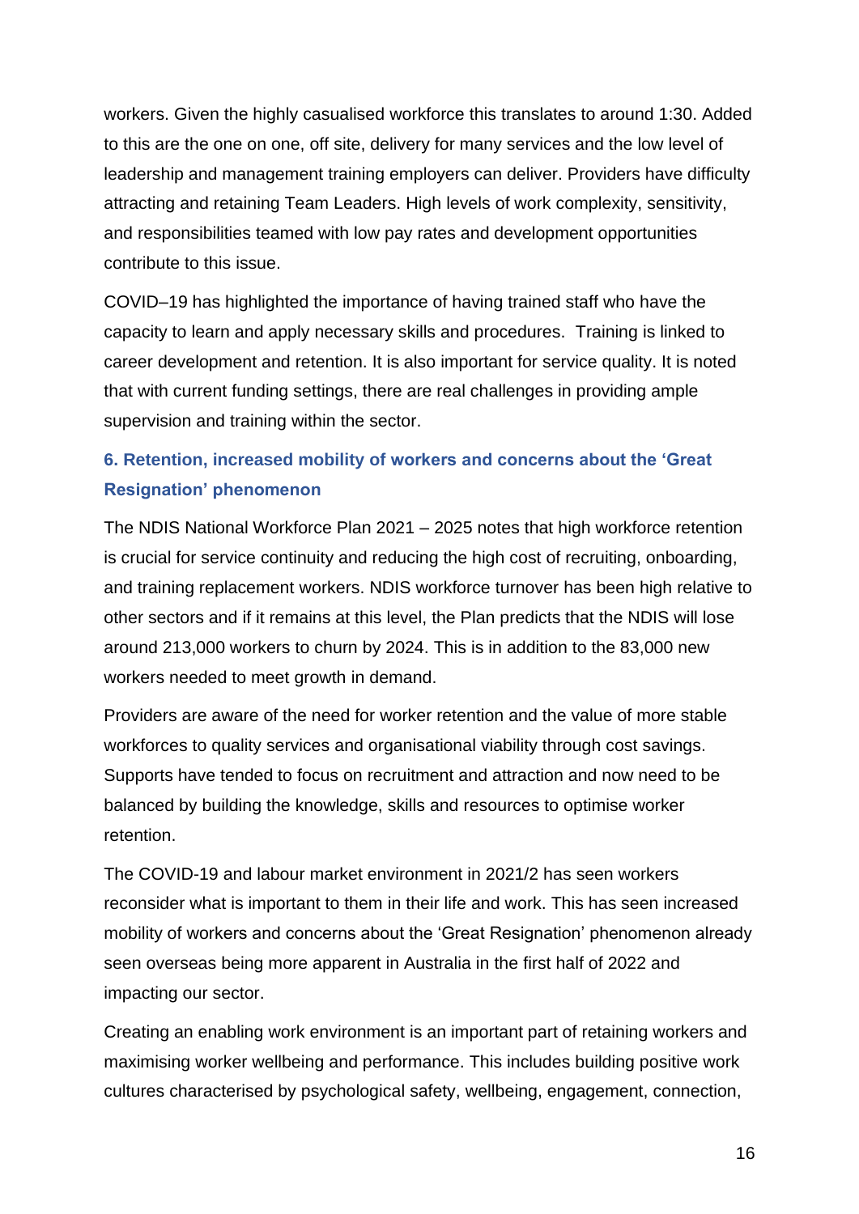workers. Given the highly casualised workforce this translates to around 1:30. Added to this are the one on one, off site, delivery for many services and the low level of leadership and management training employers can deliver. Providers have difficulty attracting and retaining Team Leaders. High levels of work complexity, sensitivity, and responsibilities teamed with low pay rates and development opportunities contribute to this issue.

COVID–19 has highlighted the importance of having trained staff who have the capacity to learn and apply necessary skills and procedures. Training is linked to career development and retention. It is also important for service quality. It is noted that with current funding settings, there are real challenges in providing ample supervision and training within the sector.

### 6. Retention, increased mobility of workers and concerns about the 'Great Resignation' phenomenon

The NDIS National Workforce Plan 2021 – 2025 notes that high workforce retention is crucial for service continuity and reducing the high cost of recruiting, onboarding, and training replacement workers. NDIS workforce turnover has been high relative to other sectors and if it remains at this level, the Plan predicts that the NDIS will lose around 213,000 workers to churn by 2024. This is in addition to the 83,000 new workers needed to meet growth in demand.

Providers are aware of the need for worker retention and the value of more stable workforces to quality services and organisational viability through cost savings. Supports have tended to focus on recruitment and attraction and now need to be balanced by building the knowledge, skills and resources to optimise worker retention.

The COVID-19 and labour market environment in 2021/2 has seen workers reconsider what is important to them in their life and work. This has seen increased mobility of workers and concerns about the 'Great Resignation' phenomenon already seen overseas being more apparent in Australia in the first half of 2022 and impacting our sector.

Creating an enabling work environment is an important part of retaining workers and maximising worker wellbeing and performance. This includes building positive work cultures characterised by psychological safety, wellbeing, engagement, connection,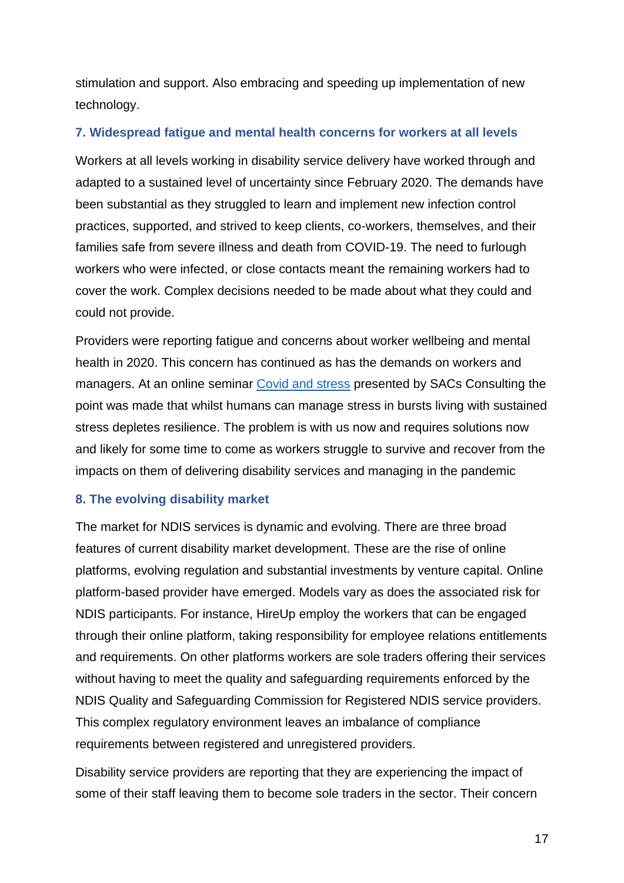stimulation and support. Also embracing and speeding up implementation of new technology.

### 7. Widespread fatigue and mental health concerns for workers at all levels

Workers at all levels working in disability service delivery have worked through and adapted to a sustained level of uncertainty since February 2020. The demands have been substantial as they struggled to learn and implement new infection control practices, supported, and strived to keep clients, co-workers, themselves, and their families safe from severe illness and death from COVID-19. The need to furlough workers who were infected, or close contacts meant the remaining workers had to cover the work. Complex decisions needed to be made about what they could and could not provide.

Providers were reporting fatigue and concerns about worker wellbeing and mental health in 2020. This concern has continued as has the demands on workers and managers. At an online seminar [Covid and stress] presented by SACs Consulting the point was made that whilst humans can manage stress in bursts living with sustained stress depletes resilience. The problem is with us now and requires solutions now and likely for some time to come as workers struggle to survive and recover from the impacts on them of delivering disability services and managing in the pandemic

### 8. The evolving disability market

The market for NDIS services is dynamic and evolving. There are three broad features of current disability market development. These are the rise of online platforms, evolving regulation and substantial investments by venture capital. Online platform-based provider have emerged. Models vary as does the associated risk for NDIS participants. For instance, HireUp employ the workers that can be engaged through their online platform, taking responsibility for employee relations entitlements and requirements. On other platforms workers are sole traders offering their services without having to meet the quality and safeguarding requirements enforced by the NDIS Quality and Safeguarding Commission for Registered NDIS service providers. This complex regulatory environment leaves an imbalance of compliance requirements between registered and unregistered providers.

Disability service providers are reporting that they are experiencing the impact of some of their staff leaving them to become sole traders in the sector. Their concern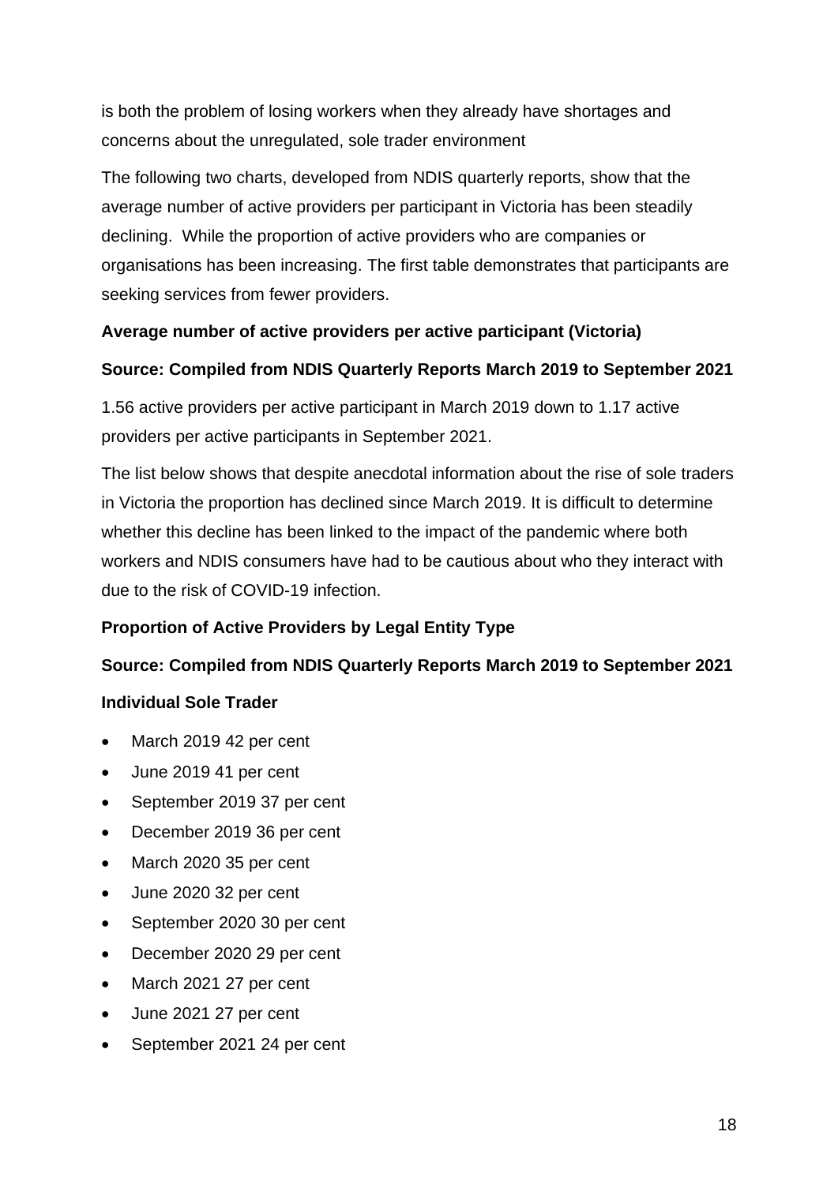is both the problem of losing workers when they already have shortages and concerns about the unregulated, sole trader environment

The following two charts, developed from NDIS quarterly reports, show that the average number of active providers per participant in Victoria has been steadily declining.  While the proportion of active providers who are companies or organisations has been increasing. The first table demonstrates that participants are seeking services from fewer providers.

**Average number of active providers per active participant (Victoria)**

**Source: Compiled from NDIS Quarterly Reports March 2019 to September 2021**

1.56 active providers per active participant in March 2019 down to 1.17 active providers per active participants in September 2021.

The list below shows that despite anecdotal information about the rise of sole traders in Victoria the proportion has declined since March 2019. It is difficult to determine whether this decline has been linked to the impact of the pandemic where both workers and NDIS consumers have had to be cautious about who they interact with due to the risk of COVID-19 infection.

**Proportion of Active Providers by Legal Entity Type**

**Source: Compiled from NDIS Quarterly Reports March 2019 to September 2021**

**Individual Sole Trader**

- March 2019 42 per cent
- June 2019 41 per cent
- September 2019 37 per cent
- December 2019 36 per cent
- March 2020 35 per cent
- June 2020 32 per cent
- September 2020 30 per cent
- December 2020 29 per cent
- March 2021 27 per cent
- June 2021 27 per cent
- September 2021 24 per cent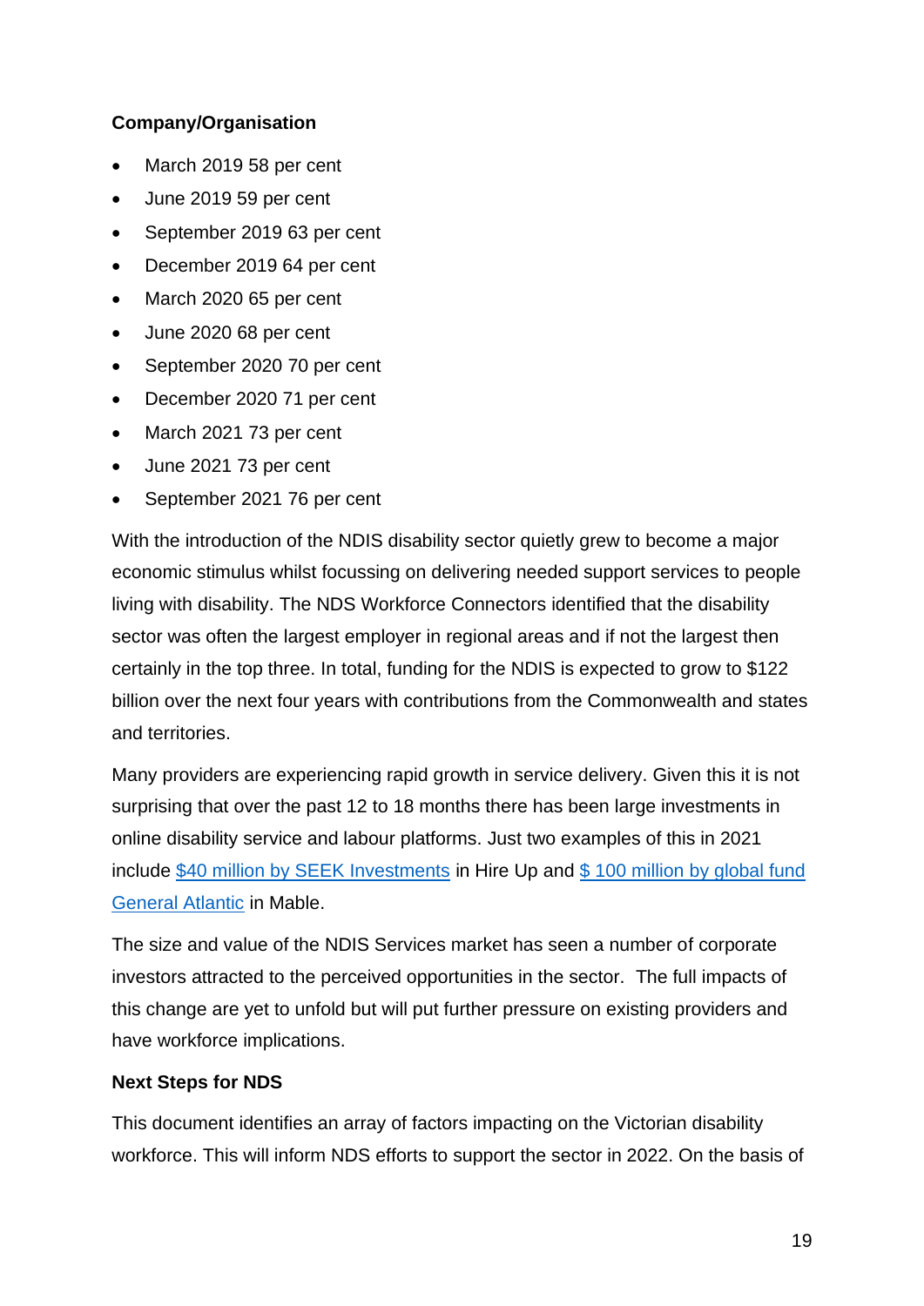**Company/Organisation**

- March 2019 58 per cent
- June 2019 59 per cent
- September 2019 63 per cent
- December 2019 64 per cent
- March 2020 65 per cent
- June 2020 68 per cent
- September 2020 70 per cent
- December 2020 71 per cent
- March 2021 73 per cent
- June 2021 73 per cent
- September 2021 76 per cent

With the introduction of the NDIS disability sector quietly grew to become a major economic stimulus whilst focussing on delivering needed support services to people living with disability. The NDS Workforce Connectors identified that the disability sector was often the largest employer in regional areas and if not the largest then certainly in the top three. In total, funding for the NDIS is expected to grow to $122 billion over the next four years with contributions from the Commonwealth and states and territories.

Many providers are experiencing rapid growth in service delivery. Given this it is not surprising that over the past 12 to 18 months there has been large investments in online disability service and labour platforms. Just two examples of this in 2021 include $40 million by SEEK Investments in Hire Up and $ 100 million by global fund General Atlantic in Mable.

The size and value of the NDIS Services market has seen a number of corporate investors attracted to the perceived opportunities in the sector. The full impacts of this change are yet to unfold but will put further pressure on existing providers and have workforce implications.

**Next Steps for NDS**

This document identifies an array of factors impacting on the Victorian disability workforce. This will inform NDS efforts to support the sector in 2022. On the basis of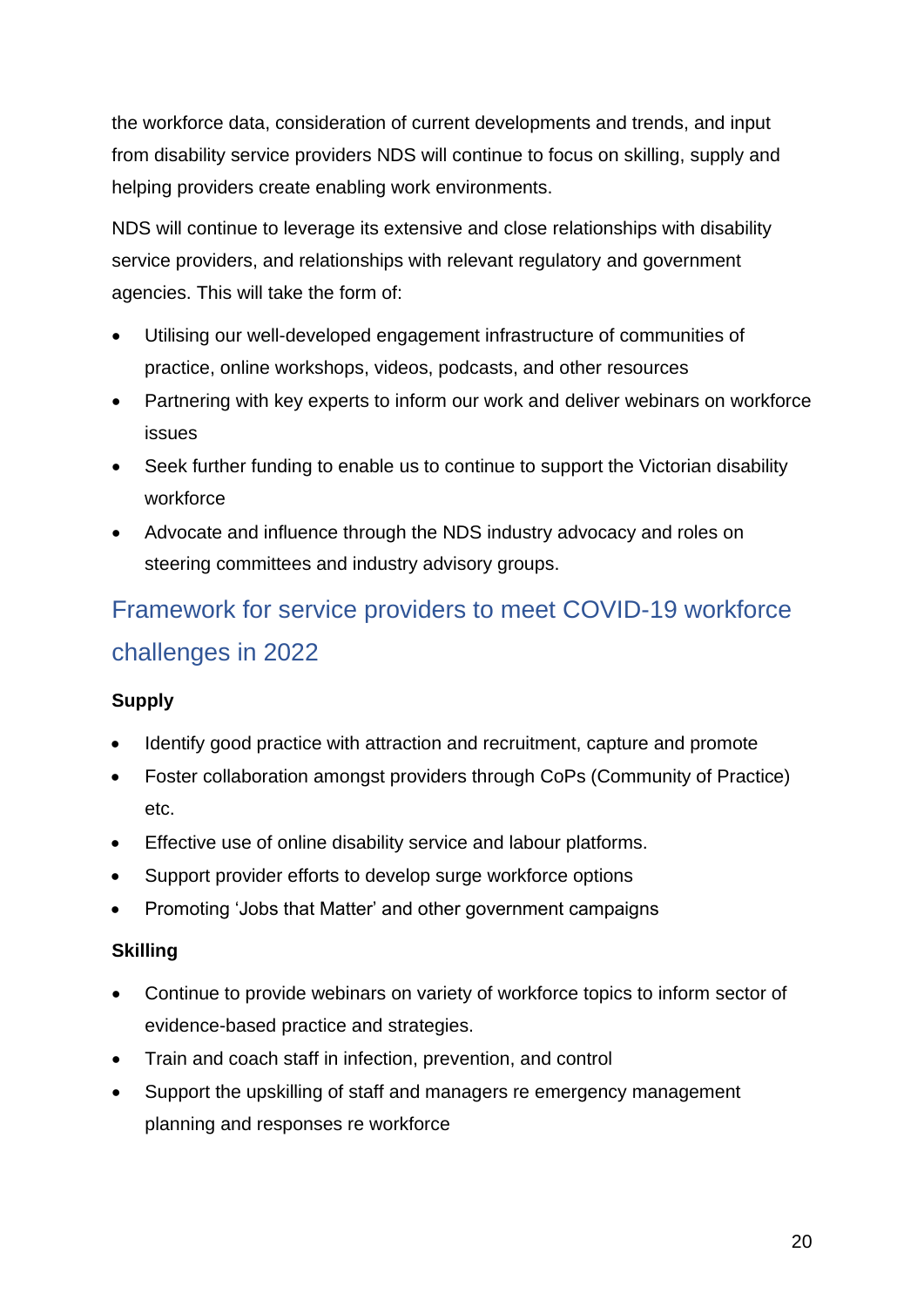the workforce data, consideration of current developments and trends, and input from disability service providers NDS will continue to focus on skilling, supply and helping providers create enabling work environments.

NDS will continue to leverage its extensive and close relationships with disability service providers, and relationships with relevant regulatory and government agencies. This will take the form of:

- Utilising our well-developed engagement infrastructure of communities of practice, online workshops, videos, podcasts, and other resources
- Partnering with key experts to inform our work and deliver webinars on workforce issues
- Seek further funding to enable us to continue to support the Victorian disability workforce
- Advocate and influence through the NDS industry advocacy and roles on steering committees and industry advisory groups.

## Framework for service providers to meet COVID-19 workforce challenges in 2022

**Supply**

- Identify good practice with attraction and recruitment, capture and promote
- Foster collaboration amongst providers through CoPs (Community of Practice) etc.
- Effective use of online disability service and labour platforms.
- Support provider efforts to develop surge workforce options
- Promoting 'Jobs that Matter' and other government campaigns

**Skilling**

- Continue to provide webinars on variety of workforce topics to inform sector of evidence-based practice and strategies.
- Train and coach staff in infection, prevention, and control
- Support the upskilling of staff and managers re emergency management planning and responses re workforce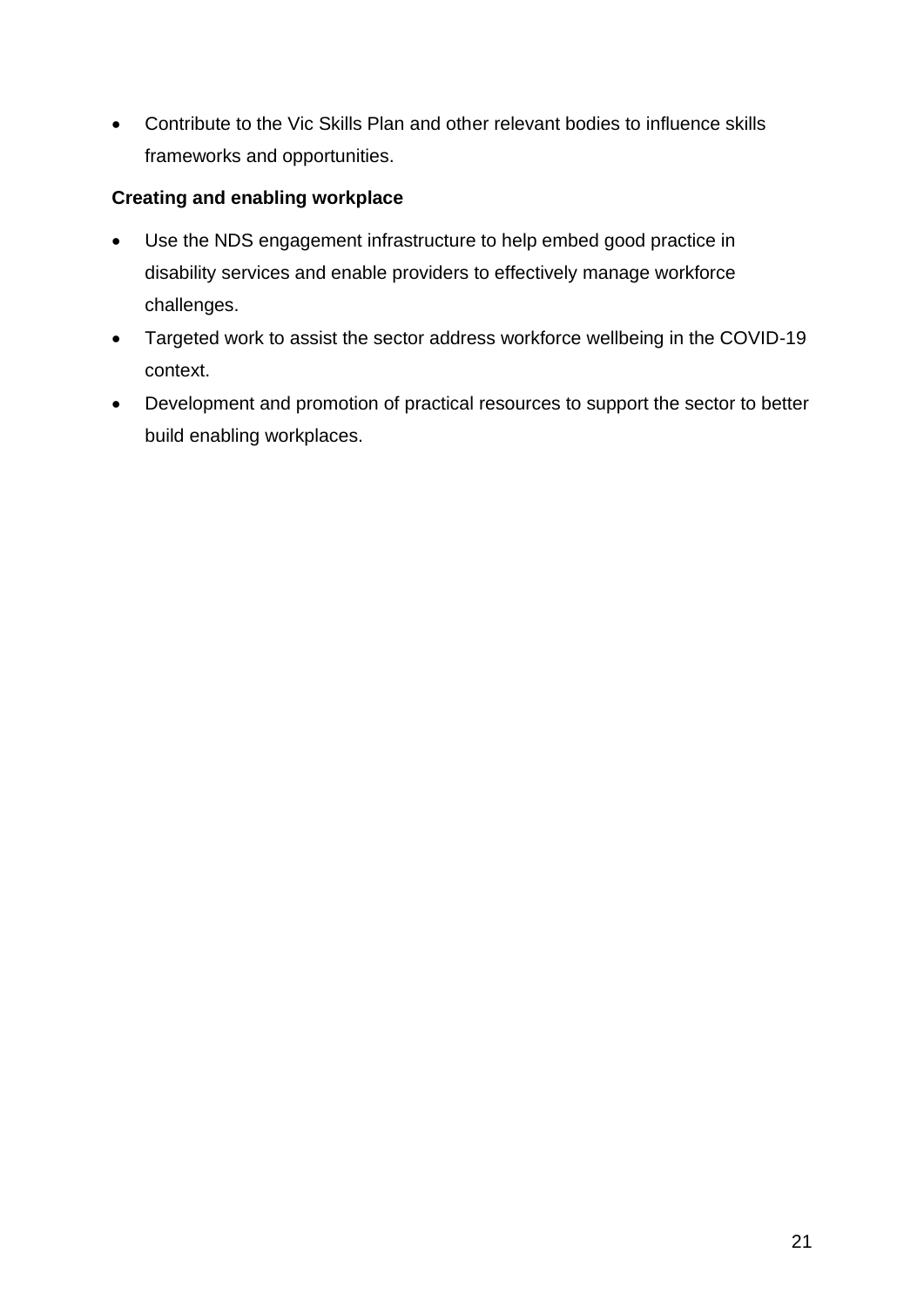- Contribute to the Vic Skills Plan and other relevant bodies to influence skills frameworks and opportunities.

**Creating and enabling workplace**

- Use the NDS engagement infrastructure to help embed good practice in disability services and enable providers to effectively manage workforce challenges.
- Targeted work to assist the sector address workforce wellbeing in the COVID-19 context.
- Development and promotion of practical resources to support the sector to better build enabling workplaces.